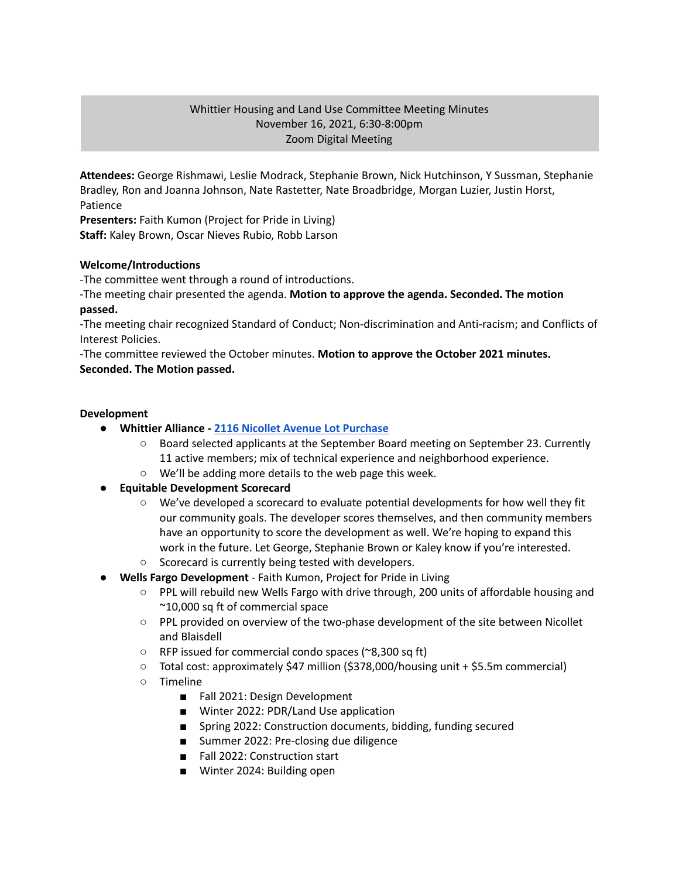# Whittier Housing and Land Use Committee Meeting Minutes
November 16, 2021, 6:30-8:00pm
Zoom Digital Meeting

**Attendees:** George Rishmawi, Leslie Modrack, Stephanie Brown, Nick Hutchinson, Y Sussman, Stephanie Bradley, Ron and Joanna Johnson, Nate Rastetter, Nate Broadbridge, Morgan Luzier, Justin Horst, Patience
**Presenters:** Faith Kumon (Project for Pride in Living)
**Staff:** Kaley Brown, Oscar Nieves Rubio, Robb Larson

**Welcome/Introductions**

-The committee went through a round of introductions.
-The meeting chair presented the agenda. **Motion to approve the agenda. Seconded. The motion passed.**
-The meeting chair recognized Standard of Conduct; Non-discrimination and Anti-racism; and Conflicts of Interest Policies.
-The committee reviewed the October minutes. **Motion to approve the October 2021 minutes. Seconded. The Motion passed.**

**Development**

- **Whittier Alliance - 2116 Nicollet Avenue Lot Purchase**
  - Board selected applicants at the September Board meeting on September 23. Currently 11 active members; mix of technical experience and neighborhood experience.
  - We'll be adding more details to the web page this week.
- **Equitable Development Scorecard**
  - We've developed a scorecard to evaluate potential developments for how well they fit our community goals. The developer scores themselves, and then community members have an opportunity to score the development as well. We're hoping to expand this work in the future. Let George, Stephanie Brown or Kaley know if you're interested.
  - Scorecard is currently being tested with developers.
- **Wells Fargo Development** - Faith Kumon, Project for Pride in Living
  - PPL will rebuild new Wells Fargo with drive through, 200 units of affordable housing and ~10,000 sq ft of commercial space
  - PPL provided on overview of the two-phase development of the site between Nicollet and Blaisdell
  - RFP issued for commercial condo spaces (~8,300 sq ft)
  - Total cost: approximately $47 million ($378,000/housing unit + $5.5m commercial)
  - Timeline
    - Fall 2021: Design Development
    - Winter 2022: PDR/Land Use application
    - Spring 2022: Construction documents, bidding, funding secured
    - Summer 2022: Pre-closing due diligence
    - Fall 2022: Construction start
    - Winter 2024: Building open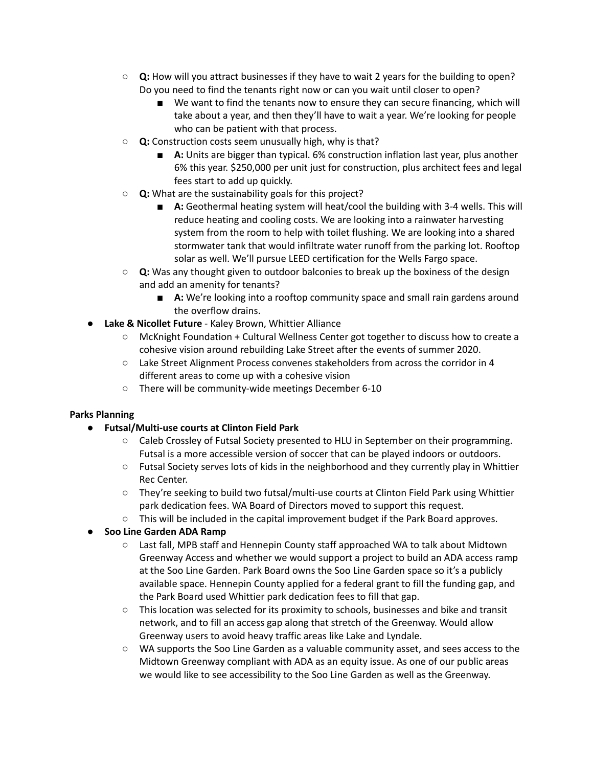- **Q:** How will you attract businesses if they have to wait 2 years for the building to open? Do you need to find the tenants right now or can you wait until closer to open?
        - We want to find the tenants now to ensure they can secure financing, which will take about a year, and then they'll have to wait a year. We're looking for people who can be patient with that process.
    - **Q:** Construction costs seem unusually high, why is that?
        - **A:** Units are bigger than typical. 6% construction inflation last year, plus another 6% this year. $250,000 per unit just for construction, plus architect fees and legal fees start to add up quickly.
    - **Q:** What are the sustainability goals for this project?
        - **A:** Geothermal heating system will heat/cool the building with 3-4 wells. This will reduce heating and cooling costs. We are looking into a rainwater harvesting system from the room to help with toilet flushing. We are looking into a shared stormwater tank that would infiltrate water runoff from the parking lot. Rooftop solar as well. We'll pursue LEED certification for the Wells Fargo space.
    - **Q:** Was any thought given to outdoor balconies to break up the boxiness of the design and add an amenity for tenants?
        - **A:** We're looking into a rooftop community space and small rain gardens around the overflow drains.
- **Lake & Nicollet Future** - Kaley Brown, Whittier Alliance
    - McKnight Foundation + Cultural Wellness Center got together to discuss how to create a cohesive vision around rebuilding Lake Street after the events of summer 2020.
    - Lake Street Alignment Process convenes stakeholders from across the corridor in 4 different areas to come up with a cohesive vision
    - There will be community-wide meetings December 6-10

**Parks Planning**

- **Futsal/Multi-use courts at Clinton Field Park**
    - Caleb Crossley of Futsal Society presented to HLU in September on their programming. Futsal is a more accessible version of soccer that can be played indoors or outdoors.
    - Futsal Society serves lots of kids in the neighborhood and they currently play in Whittier Rec Center.
    - They're seeking to build two futsal/multi-use courts at Clinton Field Park using Whittier park dedication fees. WA Board of Directors moved to support this request.
    - This will be included in the capital improvement budget if the Park Board approves.
- **Soo Line Garden ADA Ramp**
    - Last fall, MPB staff and Hennepin County staff approached WA to talk about Midtown Greenway Access and whether we would support a project to build an ADA access ramp at the Soo Line Garden. Park Board owns the Soo Line Garden space so it's a publicly available space. Hennepin County applied for a federal grant to fill the funding gap, and the Park Board used Whittier park dedication fees to fill that gap.
    - This location was selected for its proximity to schools, businesses and bike and transit network, and to fill an access gap along that stretch of the Greenway. Would allow Greenway users to avoid heavy traffic areas like Lake and Lyndale.
    - WA supports the Soo Line Garden as a valuable community asset, and sees access to the Midtown Greenway compliant with ADA as an equity issue. As one of our public areas we would like to see accessibility to the Soo Line Garden as well as the Greenway.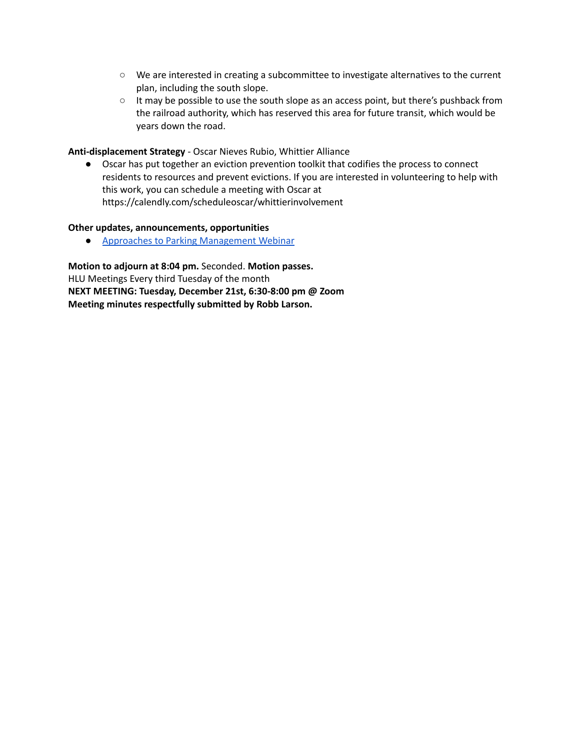- We are interested in creating a subcommittee to investigate alternatives to the current plan, including the south slope.
    - It may be possible to use the south slope as an access point, but there's pushback from the railroad authority, which has reserved this area for future transit, which would be years down the road.

**Anti-displacement Strategy** - Oscar Nieves Rubio, Whittier Alliance

- Oscar has put together an eviction prevention toolkit that codifies the process to connect residents to resources and prevent evictions. If you are interested in volunteering to help with this work, you can schedule a meeting with Oscar at https://calendly.com/scheduleoscar/whittierinvolvement

**Other updates, announcements, opportunities**

- Approaches to Parking Management Webinar

**Motion to adjourn at 8:04 pm.** Seconded. **Motion passes.**
HLU Meetings Every third Tuesday of the month
**NEXT MEETING: Tuesday, December 21st, 6:30-8:00 pm @ Zoom**
**Meeting minutes respectfully submitted by Robb Larson.**